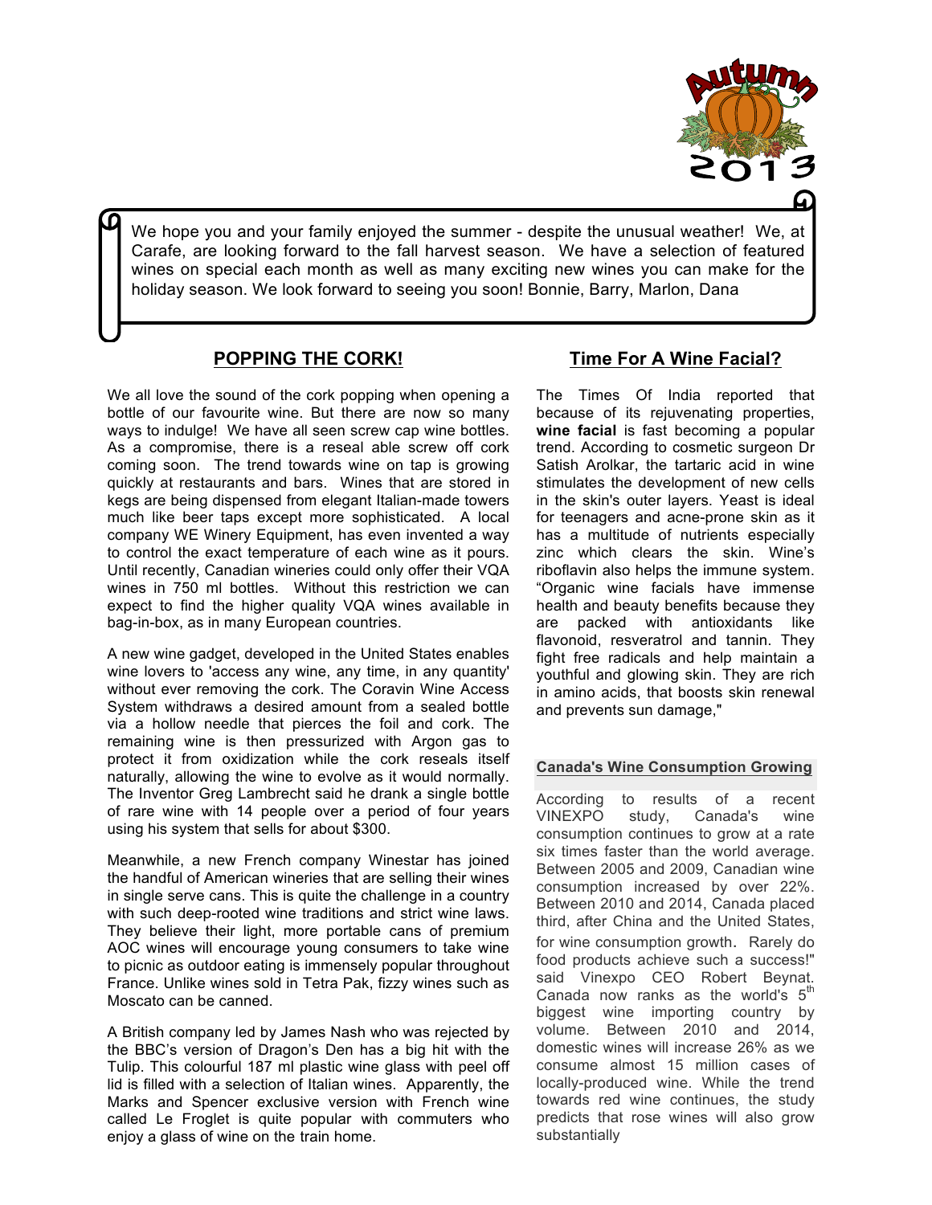Autumn 2013

We hope you and your family enjoyed the summer - despite the unusual weather! We, at Carafe, are looking forward to the fall harvest season. We have a selection of featured wines on special each month as well as many exciting new wines you can make for the holiday season. We look forward to seeing you soon! Bonnie, Barry, Marlon, Dana

## POPPING THE CORK!

We all love the sound of the cork popping when opening a bottle of our favourite wine. But there are now so many ways to indulge! We have all seen screw cap wine bottles. As a compromise, there is a reseal able screw off cork coming soon. The trend towards wine on tap is growing quickly at restaurants and bars. Wines that are stored in kegs are being dispensed from elegant Italian-made towers much like beer taps except more sophisticated. A local company WE Winery Equipment, has even invented a way to control the exact temperature of each wine as it pours. Until recently, Canadian wineries could only offer their VQA wines in 750 ml bottles. Without this restriction we can expect to find the higher quality VQA wines available in bag-in-box, as in many European countries.

A new wine gadget, developed in the United States enables wine lovers to 'access any wine, any time, in any quantity' without ever removing the cork. The Coravin Wine Access System withdraws a desired amount from a sealed bottle via a hollow needle that pierces the foil and cork. The remaining wine is then pressurized with Argon gas to protect it from oxidization while the cork reseals itself naturally, allowing the wine to evolve as it would normally. The Inventor Greg Lambrecht said he drank a single bottle of rare wine with 14 people over a period of four years using his system that sells for about $300.

Meanwhile, a new French company Winestar has joined the handful of American wineries that are selling their wines in single serve cans. This is quite the challenge in a country with such deep-rooted wine traditions and strict wine laws. They believe their light, more portable cans of premium AOC wines will encourage young consumers to take wine to picnic as outdoor eating is immensely popular throughout France. Unlike wines sold in Tetra Pak, fizzy wines such as Moscato can be canned.

A British company led by James Nash who was rejected by the BBC's version of Dragon's Den has a big hit with the Tulip. This colourful 187 ml plastic wine glass with peel off lid is filled with a selection of Italian wines. Apparently, the Marks and Spencer exclusive version with French wine called Le Froglet is quite popular with commuters who enjoy a glass of wine on the train home.

## Time For A Wine Facial?

The Times Of India reported that because of its rejuvenating properties, **wine facial** is fast becoming a popular trend. According to cosmetic surgeon Dr Satish Arolkar, the tartaric acid in wine stimulates the development of new cells in the skin's outer layers. Yeast is ideal for teenagers and acne-prone skin as it has a multitude of nutrients especially zinc which clears the skin. Wine's riboflavin also helps the immune system. "Organic wine facials have immense health and beauty benefits because they are packed with antioxidants like flavonoid, resveratrol and tannin. They fight free radicals and help maintain a youthful and glowing skin. They are rich in amino acids, that boosts skin renewal and prevents sun damage,"

### Canada's Wine Consumption Growing

According to results of a recent VINEXPO study, Canada's wine consumption continues to grow at a rate six times faster than the world average. Between 2005 and 2009, Canadian wine consumption increased by over 22%. Between 2010 and 2014, Canada placed third, after China and the United States, for wine consumption growth. Rarely do food products achieve such a success!" said Vinexpo CEO Robert Beynat. Canada now ranks as the world's 5$^{th}$ biggest wine importing country by volume. Between 2010 and 2014, domestic wines will increase 26% as we consume almost 15 million cases of locally-produced wine. While the trend towards red wine continues, the study predicts that rose wines will also grow substantially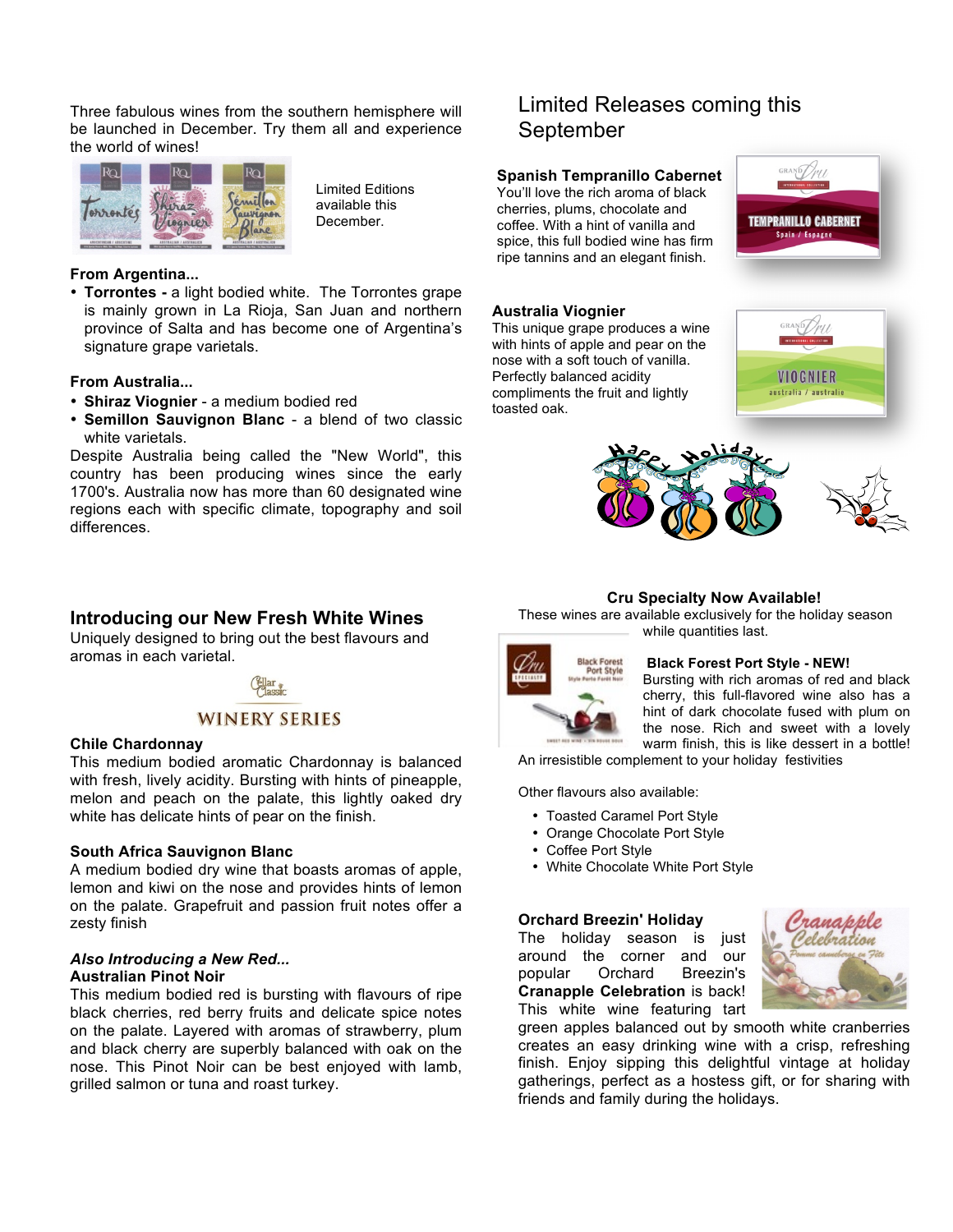Three fabulous wines from the southern hemisphere will be launched in December. Try them all and experience the world of wines!

Limited Editions available this December.

**From Argentina...**

- **Torrontes -** a light bodied white. The Torrontes grape is mainly grown in La Rioja, San Juan and northern province of Salta and has become one of Argentina's signature grape varietals.

**From Australia...**

- **Shiraz Viognier** - a medium bodied red
- **Semillon Sauvignon Blanc** - a blend of two classic white varietals.

Despite Australia being called the "New World", this country has been producing wines since the early 1700's. Australia now has more than 60 designated wine regions each with specific climate, topography and soil differences.

## Limited Releases coming this September

**Spanish Tempranillo Cabernet**
You'll love the rich aroma of black cherries, plums, chocolate and coffee. With a hint of vanilla and spice, this full bodied wine has firm ripe tannins and an elegant finish.

**Australia Viognier**
This unique grape produces a wine with hints of apple and pear on the nose with a soft touch of vanilla. Perfectly balanced acidity compliments the fruit and lightly toasted oak.

## Introducing our New Fresh White Wines

Uniquely designed to bring out the best flavours and aromas in each varietal.

WINERY SERIES

**Chile Chardonnay**
This medium bodied aromatic Chardonnay is balanced with fresh, lively acidity. Bursting with hints of pineapple, melon and peach on the palate, this lightly oaked dry white has delicate hints of pear on the finish.

**South Africa Sauvignon Blanc**
A medium bodied dry wine that boasts aromas of apple, lemon and kiwi on the nose and provides hints of lemon on the palate. Grapefruit and passion fruit notes offer a zesty finish

***Also Introducing a New Red...***
**Australian Pinot Noir**
This medium bodied red is bursting with flavours of ripe black cherries, red berry fruits and delicate spice notes on the palate. Layered with aromas of strawberry, plum and black cherry are superbly balanced with oak on the nose. This Pinot Noir can be best enjoyed with lamb, grilled salmon or tuna and roast turkey.

**Cru Specialty Now Available!**
These wines are available exclusively for the holiday season while quantities last.

**Black Forest Port Style - NEW!**
Bursting with rich aromas of red and black cherry, this full-flavored wine also has a hint of dark chocolate fused with plum on the nose. Rich and sweet with a lovely warm finish, this is like dessert in a bottle! An irresistible complement to your holiday festivities

Other flavours also available:

- Toasted Caramel Port Style
- Orange Chocolate Port Style
- Coffee Port Style
- White Chocolate White Port Style

**Orchard Breezin' Holiday**
The holiday season is just around the corner and our popular Orchard Breezin's **Cranapple Celebration** is back! This white wine featuring tart green apples balanced out by smooth white cranberries creates an easy drinking wine with a crisp, refreshing finish. Enjoy sipping this delightful vintage at holiday gatherings, perfect as a hostess gift, or for sharing with friends and family during the holidays.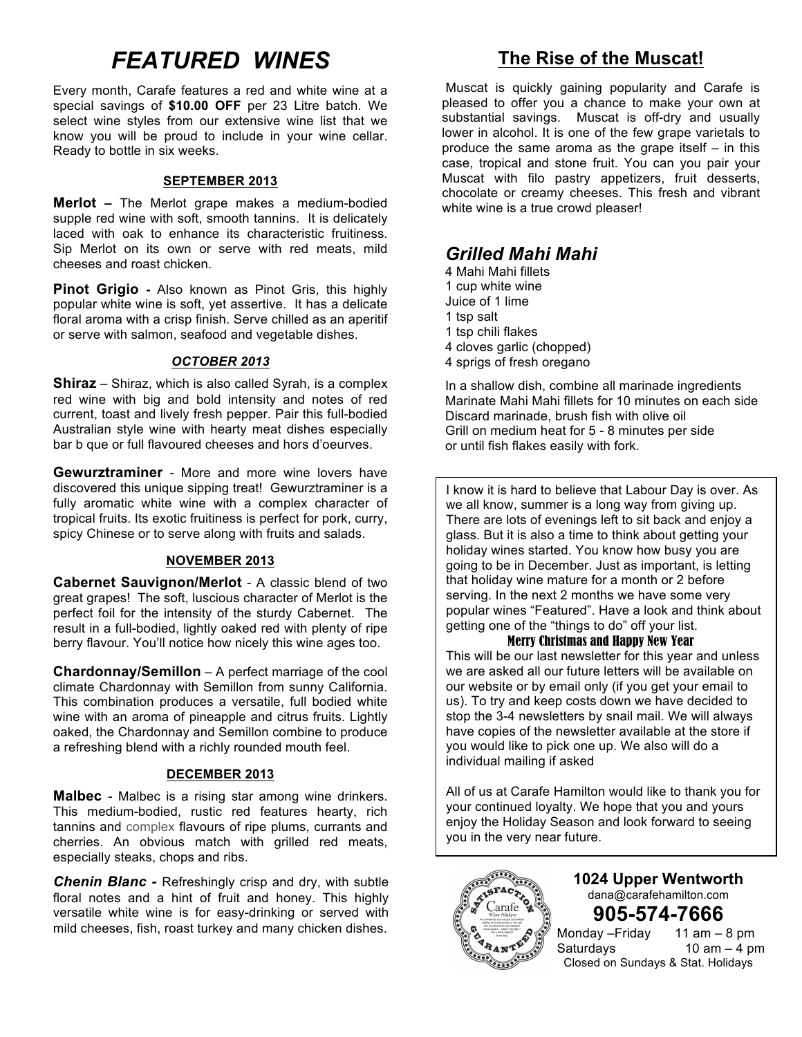# *FEATURED WINES*

Every month, Carafe features a red and white wine at a special savings of **$10.00 OFF** per 23 Litre batch. We select wine styles from our extensive wine list that we know you will be proud to include in your wine cellar. Ready to bottle in six weeks.

### SEPTEMBER 2013

**Merlot –** The Merlot grape makes a medium-bodied supple red wine with soft, smooth tannins. It is delicately laced with oak to enhance its characteristic fruitiness. Sip Merlot on its own or serve with red meats, mild cheeses and roast chicken.

**Pinot Grigio -** Also known as Pinot Gris, this highly popular white wine is soft, yet assertive. It has a delicate floral aroma with a crisp finish. Serve chilled as an aperitif or serve with salmon, seafood and vegetable dishes.

### *OCTOBER 2013*

**Shiraz** – Shiraz, which is also called Syrah, is a complex red wine with big and bold intensity and notes of red current, toast and lively fresh pepper. Pair this full-bodied Australian style wine with hearty meat dishes especially bar b que or full flavoured cheeses and hors d'oeurves.

**Gewurztraminer** - More and more wine lovers have discovered this unique sipping treat! Gewurztraminer is a fully aromatic white wine with a complex character of tropical fruits. Its exotic fruitiness is perfect for pork, curry, spicy Chinese or to serve along with fruits and salads.

### NOVEMBER 2013

**Cabernet Sauvignon/Merlot** - A classic blend of two great grapes! The soft, luscious character of Merlot is the perfect foil for the intensity of the sturdy Cabernet. The result in a full-bodied, lightly oaked red with plenty of ripe berry flavour. You'll notice how nicely this wine ages too.

**Chardonnay/Semillon** – A perfect marriage of the cool climate Chardonnay with Semillon from sunny California. This combination produces a versatile, full bodied white wine with an aroma of pineapple and citrus fruits. Lightly oaked, the Chardonnay and Semillon combine to produce a refreshing blend with a richly rounded mouth feel.

### DECEMBER 2013

**Malbec** - Malbec is a rising star among wine drinkers. This medium-bodied, rustic red features hearty, rich tannins and complex flavours of ripe plums, currants and cherries. An obvious match with grilled red meats, especially steaks, chops and ribs.

***Chenin Blanc -*** Refreshingly crisp and dry, with subtle floral notes and a hint of fruit and honey. This highly versatile white wine is for easy-drinking or served with mild cheeses, fish, roast turkey and many chicken dishes.

## The Rise of the Muscat!

Muscat is quickly gaining popularity and Carafe is pleased to offer you a chance to make your own at substantial savings. Muscat is off-dry and usually lower in alcohol. It is one of the few grape varietals to produce the same aroma as the grape itself – in this case, tropical and stone fruit. You can you pair your Muscat with filo pastry appetizers, fruit desserts, chocolate or creamy cheeses. This fresh and vibrant white wine is a true crowd pleaser!

## *Grilled Mahi Mahi*

4 Mahi Mahi fillets
1 cup white wine
Juice of 1 lime
1 tsp salt
1 tsp chili flakes
4 cloves garlic (chopped)
4 sprigs of fresh oregano

In a shallow dish, combine all marinade ingredients
Marinate Mahi Mahi fillets for 10 minutes on each side
Discard marinade, brush fish with olive oil
Grill on medium heat for 5 - 8 minutes per side
or until fish flakes easily with fork.

I know it is hard to believe that Labour Day is over. As we all know, summer is a long way from giving up. There are lots of evenings left to sit back and enjoy a glass. But it is also a time to think about getting your holiday wines started. You know how busy you are going to be in December. Just as important, is letting that holiday wine mature for a month or 2 before serving. In the next 2 months we have some very popular wines "Featured". Have a look and think about getting one of the "things to do" off your list.

**Merry Christmas and Happy New Year**

This will be our last newsletter for this year and unless we are asked all our future letters will be available on our website or by email only (if you get your email to us). To try and keep costs down we have decided to stop the 3-4 newsletters by snail mail. We will always have copies of the newsletter available at the store if you would like to pick one up. We also will do a individual mailing if asked

All of us at Carafe Hamilton would like to thank you for your continued loyalty. We hope that you and yours enjoy the Holiday Season and look forward to seeing you in the very near future.

Satisfaction Guaranteed — Carafe Wine Makers

**1024 Upper Wentworth**
dana@carafehamilton.com
**905-574-7666**
Monday –Friday 11 am – 8 pm
Saturdays 10 am – 4 pm
Closed on Sundays & Stat. Holidays